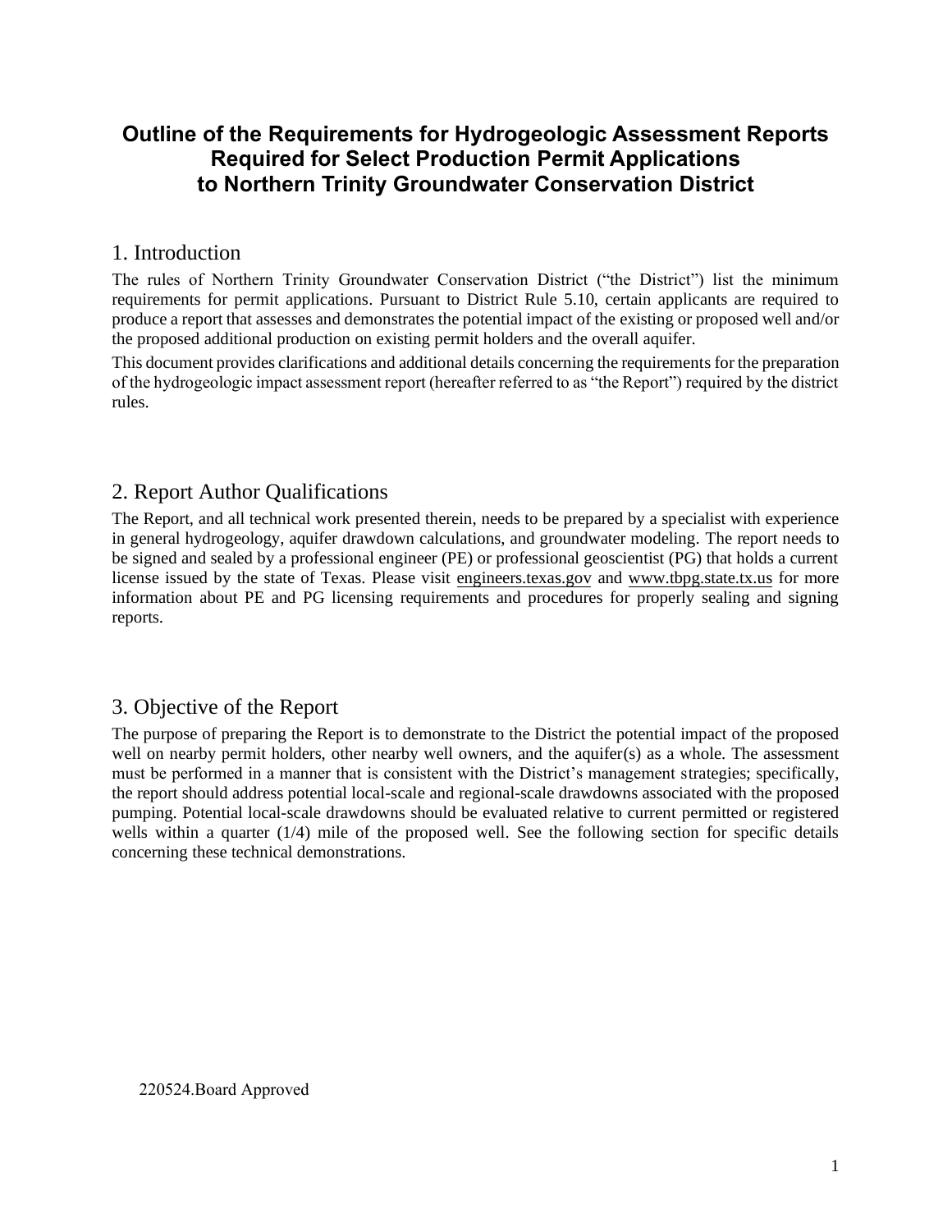# Outline of the Requirements for Hydrogeologic Assessment Reports Required for Select Production Permit Applications to Northern Trinity Groundwater Conservation District

## 1. Introduction

The rules of Northern Trinity Groundwater Conservation District ("the District") list the minimum requirements for permit applications. Pursuant to District Rule 5.10, certain applicants are required to produce a report that assesses and demonstrates the potential impact of the existing or proposed well and/or the proposed additional production on existing permit holders and the overall aquifer.

This document provides clarifications and additional details concerning the requirements for the preparation of the hydrogeologic impact assessment report (hereafter referred to as "the Report") required by the district rules.

## 2. Report Author Qualifications

The Report, and all technical work presented therein, needs to be prepared by a specialist with experience in general hydrogeology, aquifer drawdown calculations, and groundwater modeling. The report needs to be signed and sealed by a professional engineer (PE) or professional geoscientist (PG) that holds a current license issued by the state of Texas. Please visit engineers.texas.gov and www.tbpg.state.tx.us for more information about PE and PG licensing requirements and procedures for properly sealing and signing reports.

## 3. Objective of the Report

The purpose of preparing the Report is to demonstrate to the District the potential impact of the proposed well on nearby permit holders, other nearby well owners, and the aquifer(s) as a whole. The assessment must be performed in a manner that is consistent with the District's management strategies; specifically, the report should address potential local-scale and regional-scale drawdowns associated with the proposed pumping. Potential local-scale drawdowns should be evaluated relative to current permitted or registered wells within a quarter (1/4) mile of the proposed well. See the following section for specific details concerning these technical demonstrations.

220524.Board Approved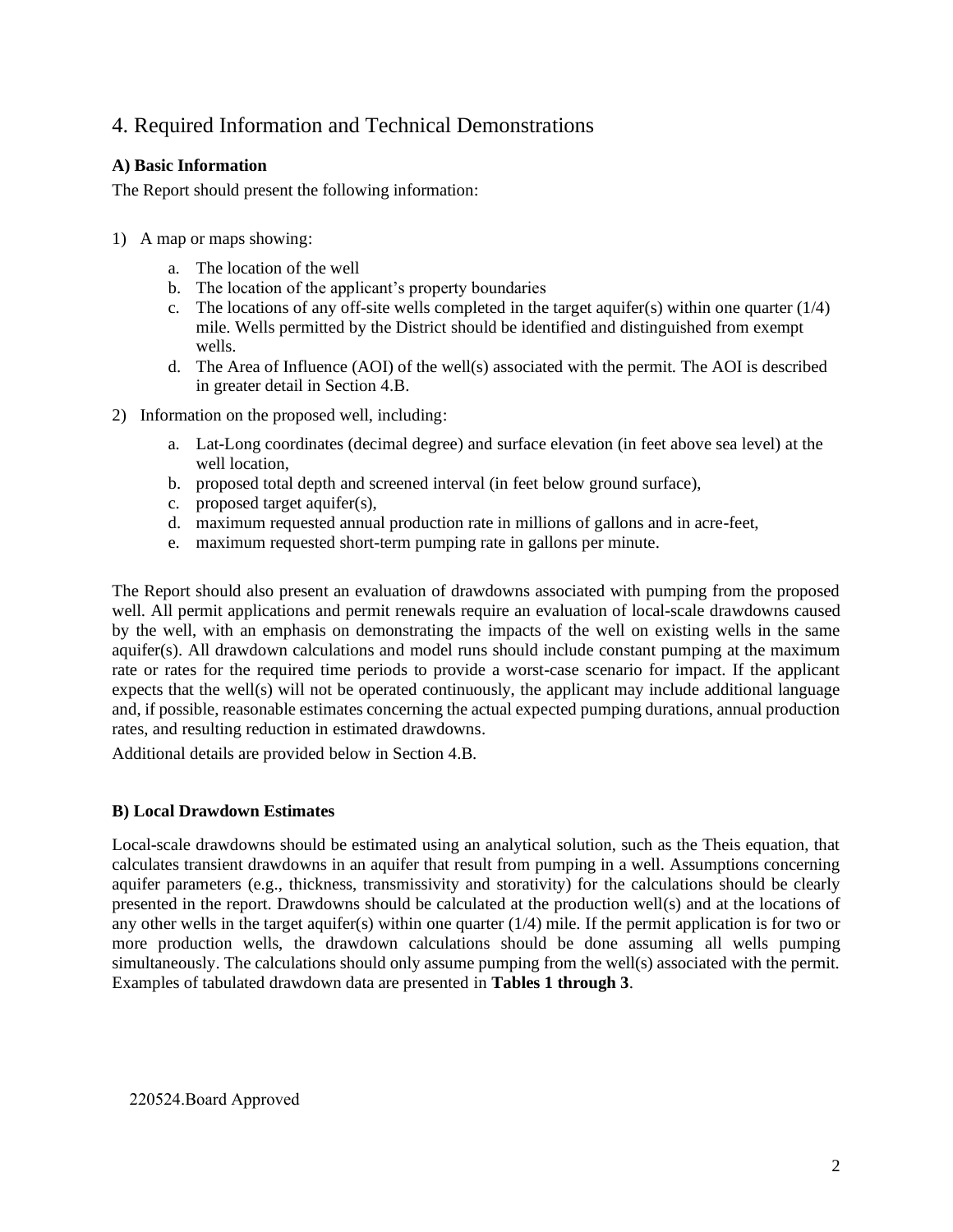## 4. Required Information and Technical Demonstrations

### A) Basic Information

The Report should present the following information:

1) A map or maps showing:
   a. The location of the well
   b. The location of the applicant's property boundaries
   c. The locations of any off-site wells completed in the target aquifer(s) within one quarter (1/4) mile. Wells permitted by the District should be identified and distinguished from exempt wells.
   d. The Area of Influence (AOI) of the well(s) associated with the permit. The AOI is described in greater detail in Section 4.B.

2) Information on the proposed well, including:
   a. Lat-Long coordinates (decimal degree) and surface elevation (in feet above sea level) at the well location,
   b. proposed total depth and screened interval (in feet below ground surface),
   c. proposed target aquifer(s),
   d. maximum requested annual production rate in millions of gallons and in acre-feet,
   e. maximum requested short-term pumping rate in gallons per minute.

The Report should also present an evaluation of drawdowns associated with pumping from the proposed well. All permit applications and permit renewals require an evaluation of local-scale drawdowns caused by the well, with an emphasis on demonstrating the impacts of the well on existing wells in the same aquifer(s). All drawdown calculations and model runs should include constant pumping at the maximum rate or rates for the required time periods to provide a worst-case scenario for impact. If the applicant expects that the well(s) will not be operated continuously, the applicant may include additional language and, if possible, reasonable estimates concerning the actual expected pumping durations, annual production rates, and resulting reduction in estimated drawdowns.

Additional details are provided below in Section 4.B.

### B) Local Drawdown Estimates

Local-scale drawdowns should be estimated using an analytical solution, such as the Theis equation, that calculates transient drawdowns in an aquifer that result from pumping in a well. Assumptions concerning aquifer parameters (e.g., thickness, transmissivity and storativity) for the calculations should be clearly presented in the report. Drawdowns should be calculated at the production well(s) and at the locations of any other wells in the target aquifer(s) within one quarter (1/4) mile. If the permit application is for two or more production wells, the drawdown calculations should be done assuming all wells pumping simultaneously. The calculations should only assume pumping from the well(s) associated with the permit. Examples of tabulated drawdown data are presented in **Tables 1 through 3**.

220524.Board Approved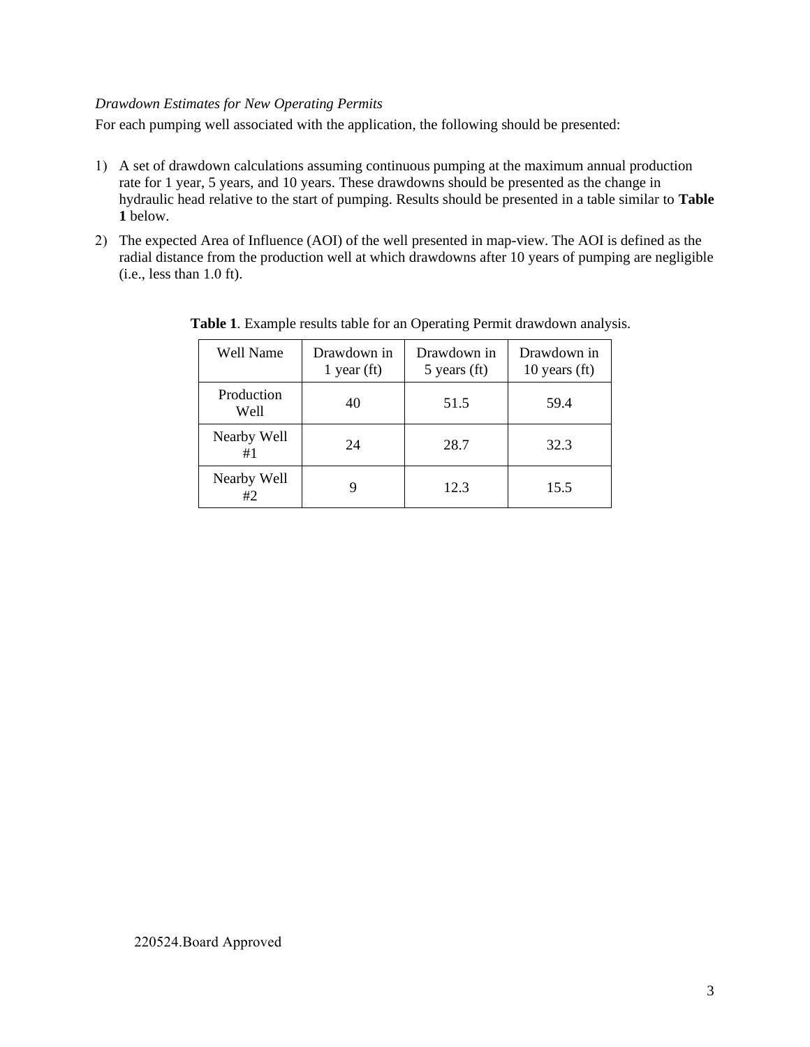*Drawdown Estimates for New Operating Permits*

For each pumping well associated with the application, the following should be presented:

1) A set of drawdown calculations assuming continuous pumping at the maximum annual production rate for 1 year, 5 years, and 10 years. These drawdowns should be presented as the change in hydraulic head relative to the start of pumping. Results should be presented in a table similar to **Table 1** below.
2) The expected Area of Influence (AOI) of the well presented in map-view. The AOI is defined as the radial distance from the production well at which drawdowns after 10 years of pumping are negligible (i.e., less than 1.0 ft).

**Table 1**. Example results table for an Operating Permit drawdown analysis.

| Well Name | Drawdown in 1 year (ft) | Drawdown in 5 years (ft) | Drawdown in 10 years (ft) |
|---|---|---|---|
| Production Well | 40 | 51.5 | 59.4 |
| Nearby Well #1 | 24 | 28.7 | 32.3 |
| Nearby Well #2 | 9 | 12.3 | 15.5 |

220524.Board Approved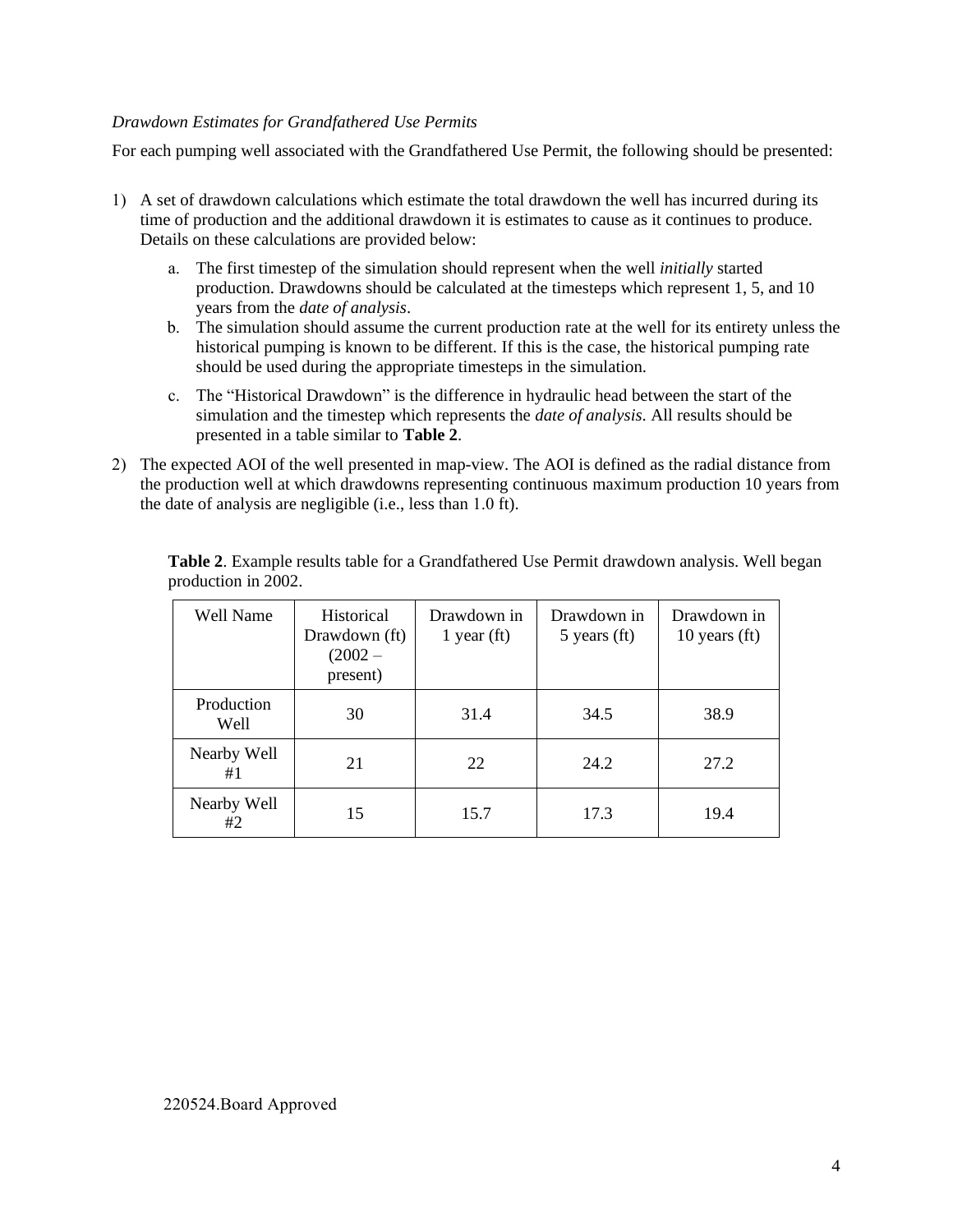*Drawdown Estimates for Grandfathered Use Permits*

For each pumping well associated with the Grandfathered Use Permit, the following should be presented:

1) A set of drawdown calculations which estimate the total drawdown the well has incurred during its time of production and the additional drawdown it is estimates to cause as it continues to produce. Details on these calculations are provided below:

    a. The first timestep of the simulation should represent when the well *initially* started production. Drawdowns should be calculated at the timesteps which represent 1, 5, and 10 years from the *date of analysis*.

    b. The simulation should assume the current production rate at the well for its entirety unless the historical pumping is known to be different. If this is the case, the historical pumping rate should be used during the appropriate timesteps in the simulation.

    c. The "Historical Drawdown" is the difference in hydraulic head between the start of the simulation and the timestep which represents the *date of analysis*. All results should be presented in a table similar to **Table 2**.

2) The expected AOI of the well presented in map-view. The AOI is defined as the radial distance from the production well at which drawdowns representing continuous maximum production 10 years from the date of analysis are negligible (i.e., less than 1.0 ft).

**Table 2**. Example results table for a Grandfathered Use Permit drawdown analysis. Well began production in 2002.

| Well Name | Historical Drawdown (ft) (2002 – present) | Drawdown in 1 year (ft) | Drawdown in 5 years (ft) | Drawdown in 10 years (ft) |
|---|---|---|---|---|
| Production Well | 30 | 31.4 | 34.5 | 38.9 |
| Nearby Well #1 | 21 | 22 | 24.2 | 27.2 |
| Nearby Well #2 | 15 | 15.7 | 17.3 | 19.4 |

220524.Board Approved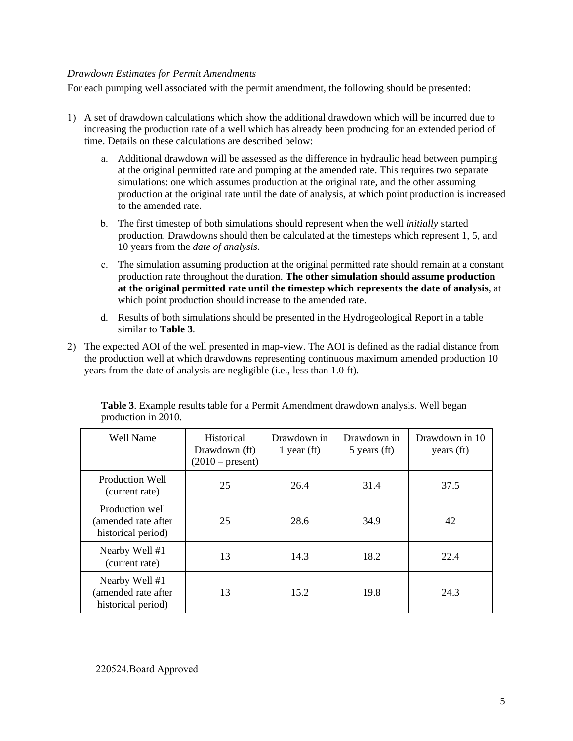*Drawdown Estimates for Permit Amendments*

For each pumping well associated with the permit amendment, the following should be presented:

1) A set of drawdown calculations which show the additional drawdown which will be incurred due to increasing the production rate of a well which has already been producing for an extended period of time. Details on these calculations are described below:

    a. Additional drawdown will be assessed as the difference in hydraulic head between pumping at the original permitted rate and pumping at the amended rate. This requires two separate simulations: one which assumes production at the original rate, and the other assuming production at the original rate until the date of analysis, at which point production is increased to the amended rate.

    b. The first timestep of both simulations should represent when the well *initially* started production. Drawdowns should then be calculated at the timesteps which represent 1, 5, and 10 years from the *date of analysis*.

    c. The simulation assuming production at the original permitted rate should remain at a constant production rate throughout the duration. **The other simulation should assume production at the original permitted rate until the timestep which represents the date of analysis**, at which point production should increase to the amended rate.

    d. Results of both simulations should be presented in the Hydrogeological Report in a table similar to **Table 3**.

2) The expected AOI of the well presented in map-view. The AOI is defined as the radial distance from the production well at which drawdowns representing continuous maximum amended production 10 years from the date of analysis are negligible (i.e., less than 1.0 ft).

**Table 3**. Example results table for a Permit Amendment drawdown analysis. Well began production in 2010.

| Well Name | Historical Drawdown (ft) (2010 – present) | Drawdown in 1 year (ft) | Drawdown in 5 years (ft) | Drawdown in 10 years (ft) |
|---|---|---|---|---|
| Production Well (current rate) | 25 | 26.4 | 31.4 | 37.5 |
| Production well (amended rate after historical period) | 25 | 28.6 | 34.9 | 42 |
| Nearby Well #1 (current rate) | 13 | 14.3 | 18.2 | 22.4 |
| Nearby Well #1 (amended rate after historical period) | 13 | 15.2 | 19.8 | 24.3 |

220524.Board Approved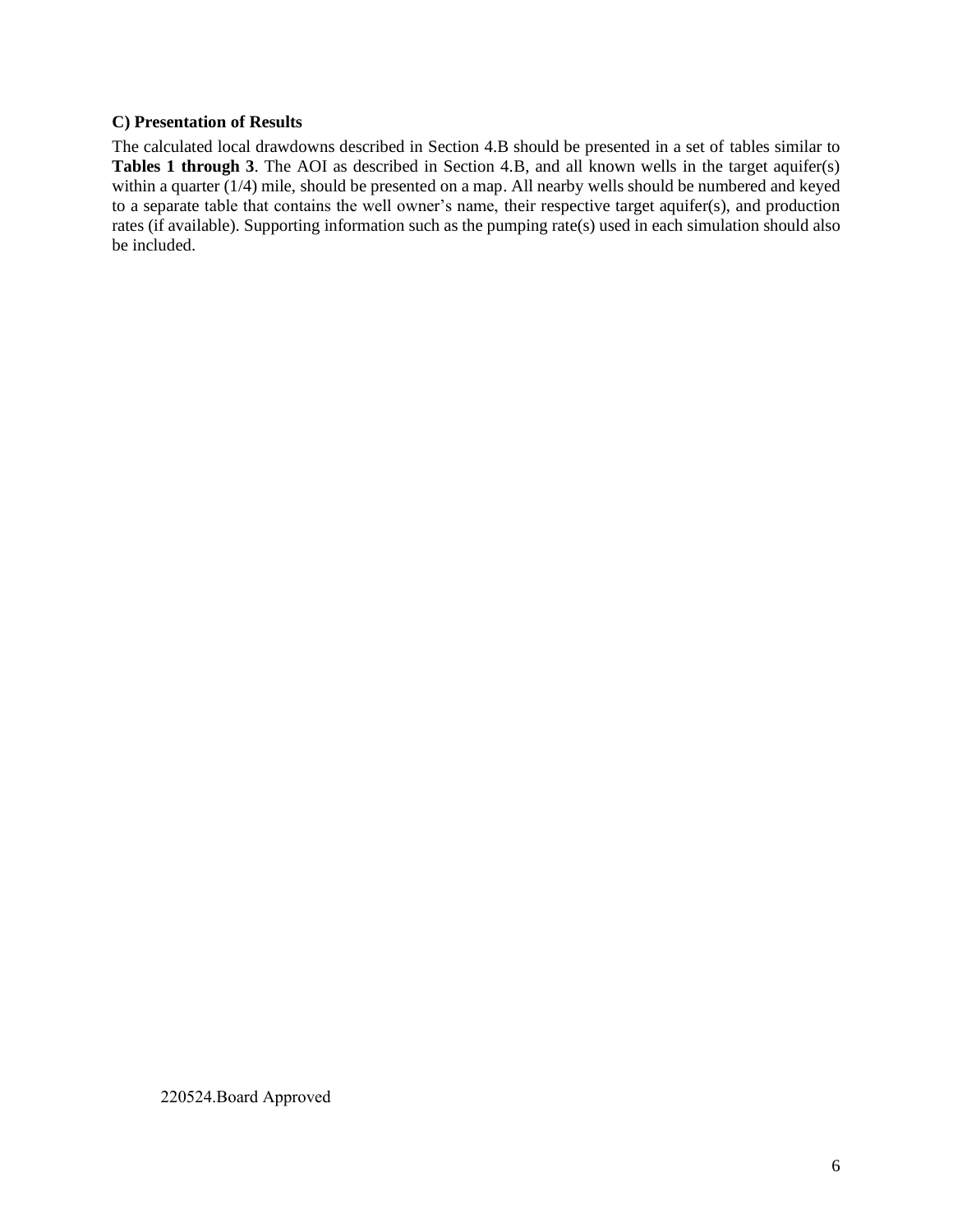### C) Presentation of Results

The calculated local drawdowns described in Section 4.B should be presented in a set of tables similar to **Tables 1 through 3**. The AOI as described in Section 4.B, and all known wells in the target aquifer(s) within a quarter (1/4) mile, should be presented on a map. All nearby wells should be numbered and keyed to a separate table that contains the well owner's name, their respective target aquifer(s), and production rates (if available). Supporting information such as the pumping rate(s) used in each simulation should also be included.

220524.Board Approved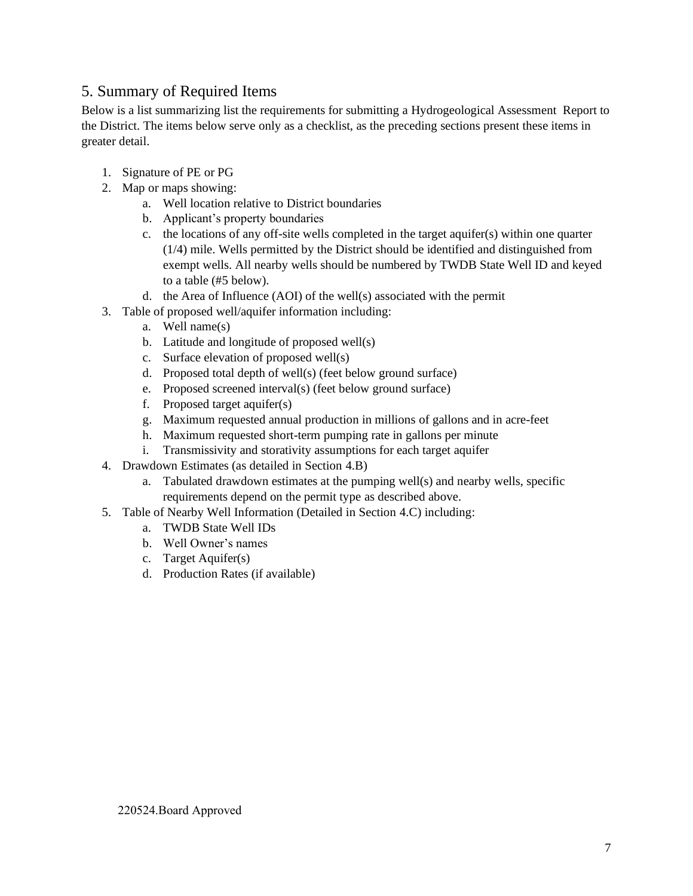## 5. Summary of Required Items

Below is a list summarizing list the requirements for submitting a Hydrogeological Assessment Report to the District. The items below serve only as a checklist, as the preceding sections present these items in greater detail.

1. Signature of PE or PG
2. Map or maps showing:
   a. Well location relative to District boundaries
   b. Applicant's property boundaries
   c. the locations of any off-site wells completed in the target aquifer(s) within one quarter (1/4) mile. Wells permitted by the District should be identified and distinguished from exempt wells. All nearby wells should be numbered by TWDB State Well ID and keyed to a table (#5 below).
   d. the Area of Influence (AOI) of the well(s) associated with the permit
3. Table of proposed well/aquifer information including:
   a. Well name(s)
   b. Latitude and longitude of proposed well(s)
   c. Surface elevation of proposed well(s)
   d. Proposed total depth of well(s) (feet below ground surface)
   e. Proposed screened interval(s) (feet below ground surface)
   f. Proposed target aquifer(s)
   g. Maximum requested annual production in millions of gallons and in acre-feet
   h. Maximum requested short-term pumping rate in gallons per minute
   i. Transmissivity and storativity assumptions for each target aquifer
4. Drawdown Estimates (as detailed in Section 4.B)
   a. Tabulated drawdown estimates at the pumping well(s) and nearby wells, specific requirements depend on the permit type as described above.
5. Table of Nearby Well Information (Detailed in Section 4.C) including:
   a. TWDB State Well IDs
   b. Well Owner's names
   c. Target Aquifer(s)
   d. Production Rates (if available)

220524.Board Approved